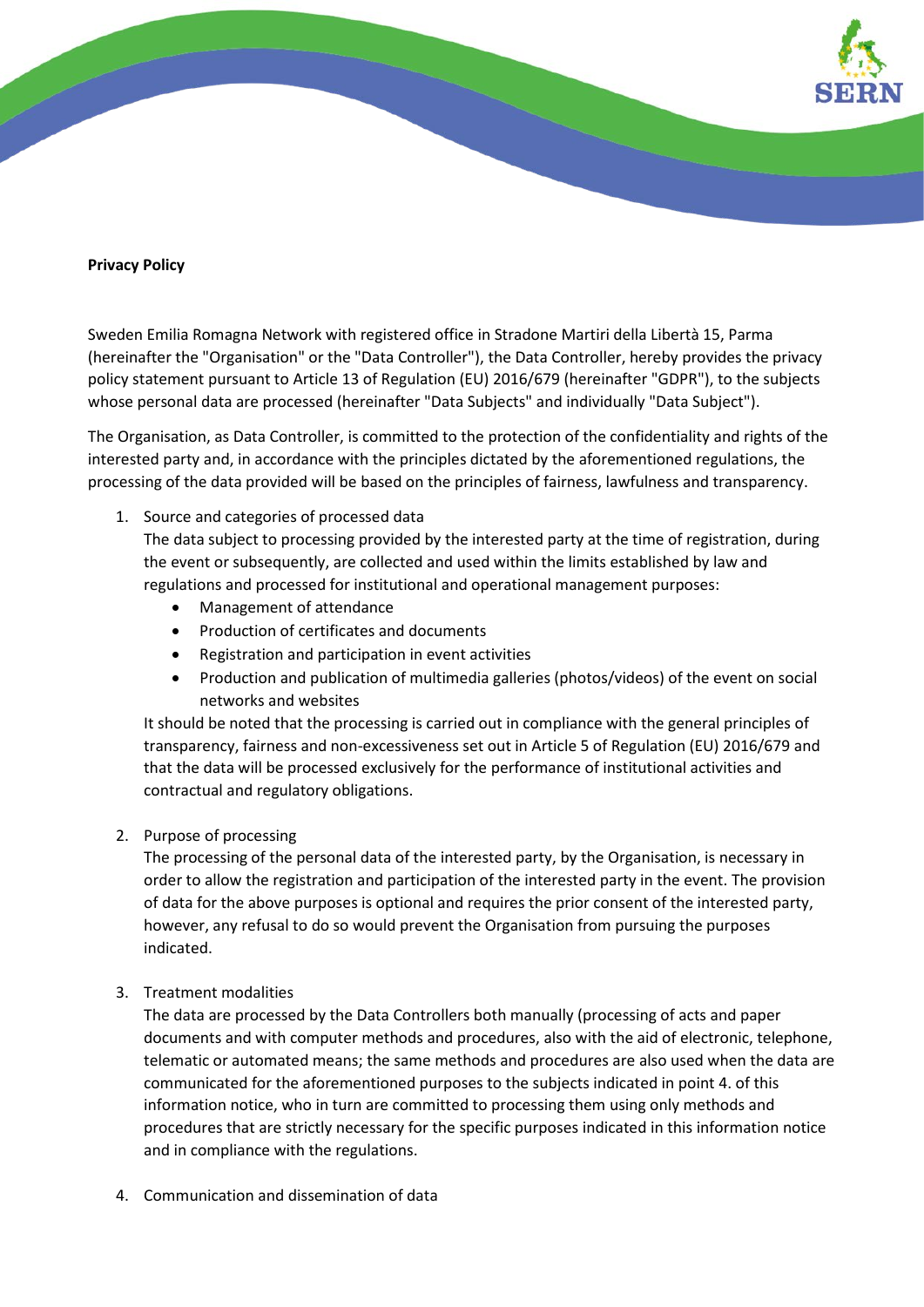**Privacy Policy**

Sweden Emilia Romagna Network with registered office in Stradone Martiri della Libertà 15, Parma (hereinafter the "Organisation" or the "Data Controller"), the Data Controller, hereby provides the privacy policy statement pursuant to Article 13 of Regulation (EU) 2016/679 (hereinafter "GDPR"), to the subjects whose personal data are processed (hereinafter "Data Subjects" and individually "Data Subject").

The Organisation, as Data Controller, is committed to the protection of the confidentiality and rights of the interested party and, in accordance with the principles dictated by the aforementioned regulations, the processing of the data provided will be based on the principles of fairness, lawfulness and transparency.

1. Source and categories of processed data
   The data subject to processing provided by the interested party at the time of registration, during the event or subsequently, are collected and used within the limits established by law and regulations and processed for institutional and operational management purposes:
   - Management of attendance
   - Production of certificates and documents
   - Registration and participation in event activities
   - Production and publication of multimedia galleries (photos/videos) of the event on social networks and websites

   It should be noted that the processing is carried out in compliance with the general principles of transparency, fairness and non-excessiveness set out in Article 5 of Regulation (EU) 2016/679 and that the data will be processed exclusively for the performance of institutional activities and contractual and regulatory obligations.

2. Purpose of processing
   The processing of the personal data of the interested party, by the Organisation, is necessary in order to allow the registration and participation of the interested party in the event. The provision of data for the above purposes is optional and requires the prior consent of the interested party, however, any refusal to do so would prevent the Organisation from pursuing the purposes indicated.

3. Treatment modalities
   The data are processed by the Data Controllers both manually (processing of acts and paper documents and with computer methods and procedures, also with the aid of electronic, telephone, telematic or automated means; the same methods and procedures are also used when the data are communicated for the aforementioned purposes to the subjects indicated in point 4. of this information notice, who in turn are committed to processing them using only methods and procedures that are strictly necessary for the specific purposes indicated in this information notice and in compliance with the regulations.

4. Communication and dissemination of data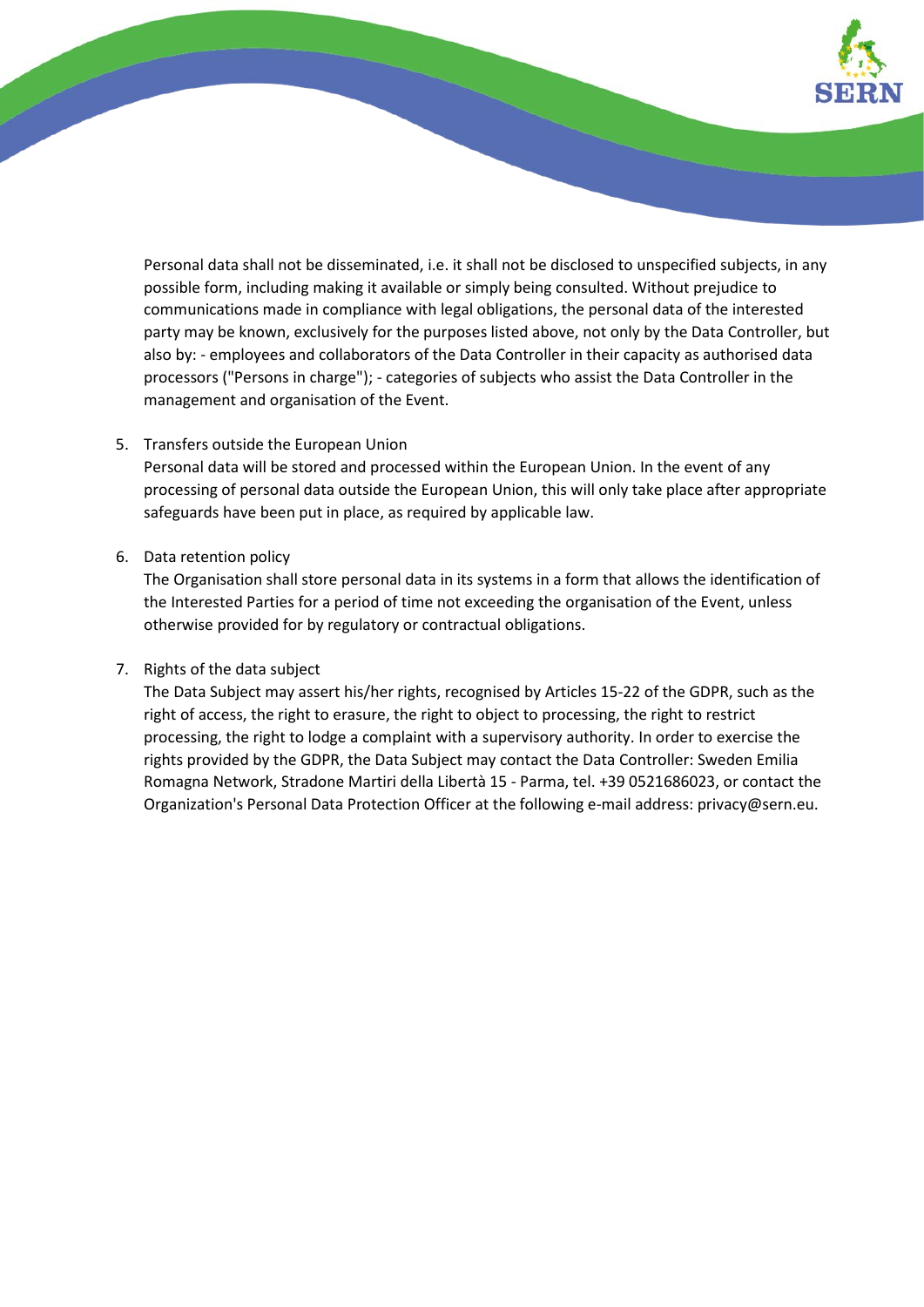Personal data shall not be disseminated, i.e. it shall not be disclosed to unspecified subjects, in any possible form, including making it available or simply being consulted. Without prejudice to communications made in compliance with legal obligations, the personal data of the interested party may be known, exclusively for the purposes listed above, not only by the Data Controller, but also by: - employees and collaborators of the Data Controller in their capacity as authorised data processors ("Persons in charge"); - categories of subjects who assist the Data Controller in the management and organisation of the Event.

5. Transfers outside the European Union
   Personal data will be stored and processed within the European Union. In the event of any processing of personal data outside the European Union, this will only take place after appropriate safeguards have been put in place, as required by applicable law.

6. Data retention policy
   The Organisation shall store personal data in its systems in a form that allows the identification of the Interested Parties for a period of time not exceeding the organisation of the Event, unless otherwise provided for by regulatory or contractual obligations.

7. Rights of the data subject
   The Data Subject may assert his/her rights, recognised by Articles 15-22 of the GDPR, such as the right of access, the right to erasure, the right to object to processing, the right to restrict processing, the right to lodge a complaint with a supervisory authority. In order to exercise the rights provided by the GDPR, the Data Subject may contact the Data Controller: Sweden Emilia Romagna Network, Stradone Martiri della Libertà 15 - Parma, tel. +39 0521686023, or contact the Organization's Personal Data Protection Officer at the following e-mail address: privacy@sern.eu.